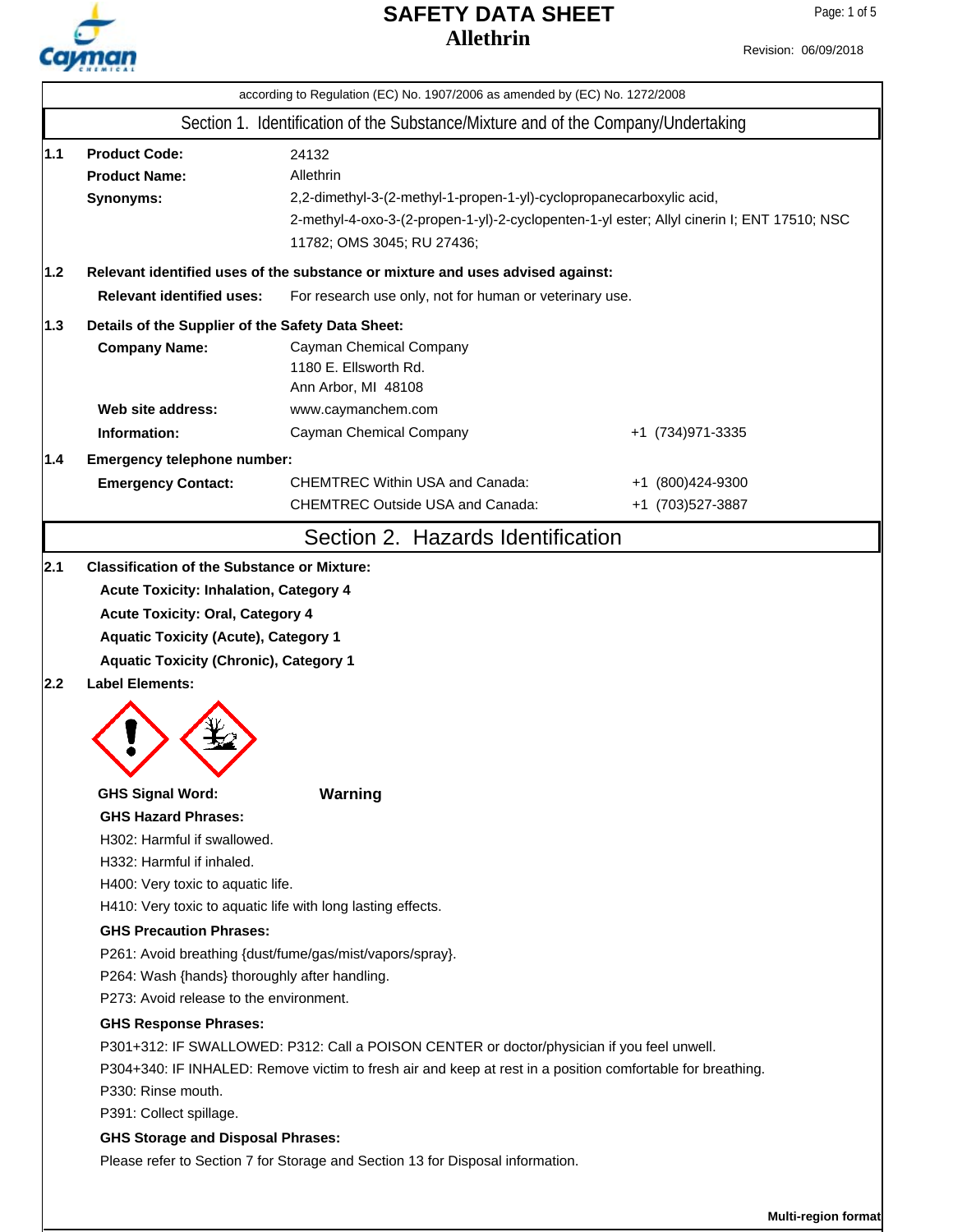# SAFETY DATA SHEET
# Allethrin

Revision: 06/09/2018

according to Regulation (EC) No. 1907/2006 as amended by (EC) No. 1272/2008

## Section 1. Identification of the Substance/Mixture and of the Company/Undertaking

**1.1**

**Product Code:** 24132

**Product Name:** Allethrin

**Synonyms:** 2,2-dimethyl-3-(2-methyl-1-propen-1-yl)-cyclopropanecarboxylic acid, 2-methyl-4-oxo-3-(2-propen-1-yl)-2-cyclopenten-1-yl ester; Allyl cinerin I; ENT 17510; NSC 11782; OMS 3045; RU 27436;

**1.2 Relevant identified uses of the substance or mixture and uses advised against:**

**Relevant identified uses:** For research use only, not for human or veterinary use.

**1.3 Details of the Supplier of the Safety Data Sheet:**

**Company Name:** Cayman Chemical Company
1180 E. Ellsworth Rd.
Ann Arbor, MI 48108

**Web site address:** www.caymanchem.com

**Information:** Cayman Chemical Company +1 (734)971-3335

**1.4 Emergency telephone number:**

**Emergency Contact:**
CHEMTREC Within USA and Canada: +1 (800)424-9300
CHEMTREC Outside USA and Canada: +1 (703)527-3887

## Section 2. Hazards Identification

**2.1 Classification of the Substance or Mixture:**

**Acute Toxicity: Inhalation, Category 4**
**Acute Toxicity: Oral, Category 4**
**Aquatic Toxicity (Acute), Category 1**
**Aquatic Toxicity (Chronic), Category 1**

**2.2 Label Elements:**

**GHS Signal Word:** **Warning**

**GHS Hazard Phrases:**

H302: Harmful if swallowed.
H332: Harmful if inhaled.
H400: Very toxic to aquatic life.
H410: Very toxic to aquatic life with long lasting effects.

**GHS Precaution Phrases:**

P261: Avoid breathing {dust/fume/gas/mist/vapors/spray}.
P264: Wash {hands} thoroughly after handling.
P273: Avoid release to the environment.

**GHS Response Phrases:**

P301+312: IF SWALLOWED: P312: Call a POISON CENTER or doctor/physician if you feel unwell.
P304+340: IF INHALED: Remove victim to fresh air and keep at rest in a position comfortable for breathing.
P330: Rinse mouth.
P391: Collect spillage.

**GHS Storage and Disposal Phrases:**

Please refer to Section 7 for Storage and Section 13 for Disposal information.

**Multi-region format**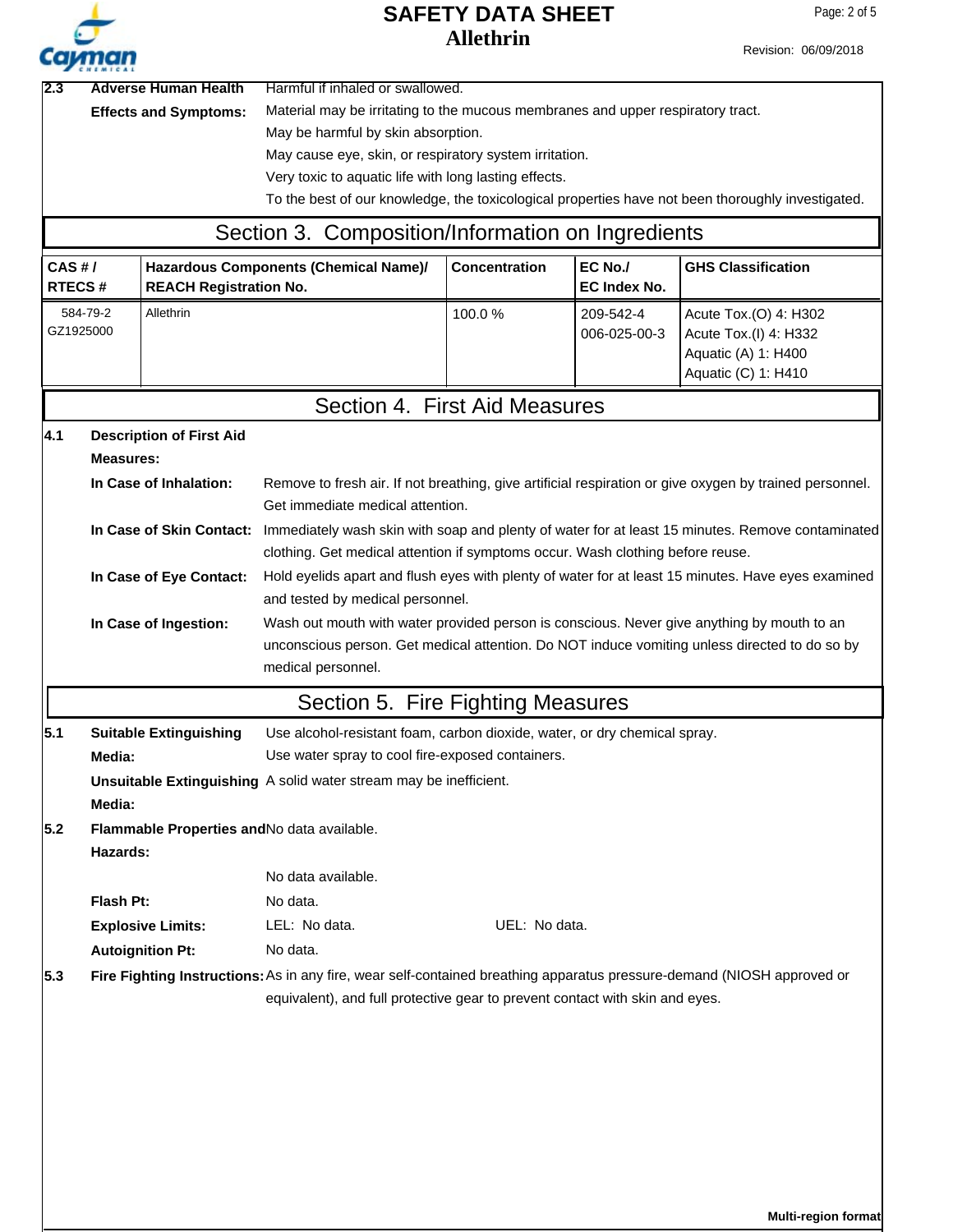**2.3 Adverse Human Health Effects and Symptoms:**

Harmful if inhaled or swallowed.

Material may be irritating to the mucous membranes and upper respiratory tract.

May be harmful by skin absorption.

May cause eye, skin, or respiratory system irritation.

Very toxic to aquatic life with long lasting effects.

To the best of our knowledge, the toxicological properties have not been thoroughly investigated.

## Section 3. Composition/Information on Ingredients

| CAS # / RTECS # | Hazardous Components (Chemical Name)/ REACH Registration No. | Concentration | EC No./ EC Index No. | GHS Classification |
|---|---|---|---|---|
| 584-79-2<br>GZ1925000 | Allethrin | 100.0 % | 209-542-4<br>006-025-00-3 | Acute Tox.(O) 4: H302<br>Acute Tox.(I) 4: H332<br>Aquatic (A) 1: H400<br>Aquatic (C) 1: H410 |

## Section 4. First Aid Measures

**4.1 Description of First Aid Measures:**

**In Case of Inhalation:** Remove to fresh air. If not breathing, give artificial respiration or give oxygen by trained personnel. Get immediate medical attention.

**In Case of Skin Contact:** Immediately wash skin with soap and plenty of water for at least 15 minutes. Remove contaminated clothing. Get medical attention if symptoms occur. Wash clothing before reuse.

**In Case of Eye Contact:** Hold eyelids apart and flush eyes with plenty of water for at least 15 minutes. Have eyes examined and tested by medical personnel.

**In Case of Ingestion:** Wash out mouth with water provided person is conscious. Never give anything by mouth to an unconscious person. Get medical attention. Do NOT induce vomiting unless directed to do so by medical personnel.

## Section 5. Fire Fighting Measures

**5.1 Suitable Extinguishing Media:** Use alcohol-resistant foam, carbon dioxide, water, or dry chemical spray. Use water spray to cool fire-exposed containers.

**Unsuitable Extinguishing Media:** A solid water stream may be inefficient.

**5.2 Flammable Properties and Hazards:** No data available.

No data available.

**Flash Pt:** No data.

**Explosive Limits:** LEL: No data. UEL: No data.

**Autoignition Pt:** No data.

**5.3 Fire Fighting Instructions:** As in any fire, wear self-contained breathing apparatus pressure-demand (NIOSH approved or equivalent), and full protective gear to prevent contact with skin and eyes.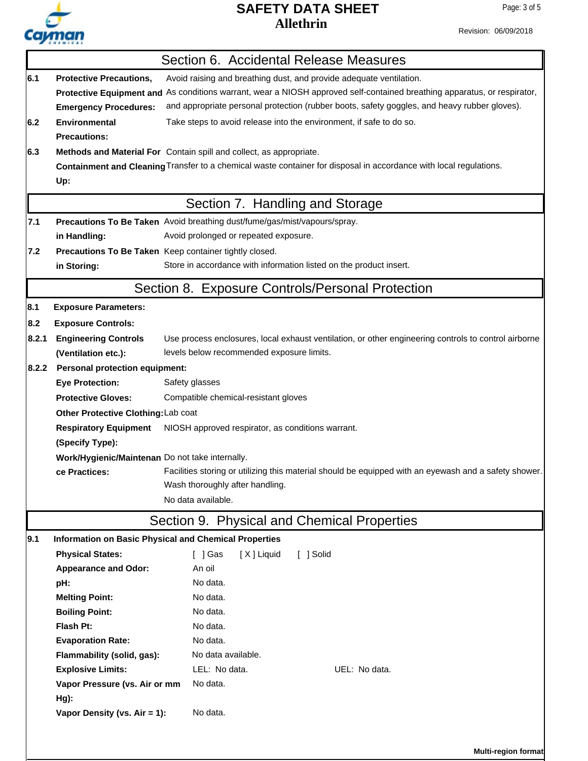## Section 6. Accidental Release Measures

| | | |
|---|---|---|
| 6.1 | **Protective Precautions, Protective Equipment and Emergency Procedures:** | Avoid raising and breathing dust, and provide adequate ventilation. As conditions warrant, wear a NIOSH approved self-contained breathing apparatus, or respirator, and appropriate personal protection (rubber boots, safety goggles, and heavy rubber gloves). |
| 6.2 | **Environmental Precautions:** | Take steps to avoid release into the environment, if safe to do so. |
| 6.3 | **Methods and Material For Containment and Cleaning Up:** | Contain spill and collect, as appropriate. Transfer to a chemical waste container for disposal in accordance with local regulations. |

## Section 7. Handling and Storage

| | | |
|---|---|---|
| 7.1 | **Precautions To Be Taken in Handling:** | Avoid breathing dust/fume/gas/mist/vapours/spray. Avoid prolonged or repeated exposure. |
| 7.2 | **Precautions To Be Taken in Storing:** | Keep container tightly closed. Store in accordance with information listed on the product insert. |

## Section 8. Exposure Controls/Personal Protection

**8.1 Exposure Parameters:**

**8.2 Exposure Controls:**

**8.2.1 Engineering Controls (Ventilation etc.):** Use process enclosures, local exhaust ventilation, or other engineering controls to control airborne levels below recommended exposure limits.

**8.2.2 Personal protection equipment:**

| | |
|---|---|
| **Eye Protection:** | Safety glasses |
| **Protective Gloves:** | Compatible chemical-resistant gloves |
| **Other Protective Clothing:** | Lab coat |
| **Respiratory Equipment (Specify Type):** | NIOSH approved respirator, as conditions warrant. |
| **Work/Hygienic/Maintenance Practices:** | Do not take internally. Facilities storing or utilizing this material should be equipped with an eyewash and a safety shower. Wash thoroughly after handling. No data available. |

## Section 9. Physical and Chemical Properties

**9.1 Information on Basic Physical and Chemical Properties**

| | | |
|---|---|---|
| **Physical States:** | [ ] Gas [ X ] Liquid [ ] Solid | |
| **Appearance and Odor:** | An oil | |
| **pH:** | No data. | |
| **Melting Point:** | No data. | |
| **Boiling Point:** | No data. | |
| **Flash Pt:** | No data. | |
| **Evaporation Rate:** | No data. | |
| **Flammability (solid, gas):** | No data available. | |
| **Explosive Limits:** | LEL: No data. | UEL: No data. |
| **Vapor Pressure (vs. Air or mm Hg):** | No data. | |
| **Vapor Density (vs. Air = 1):** | No data. | |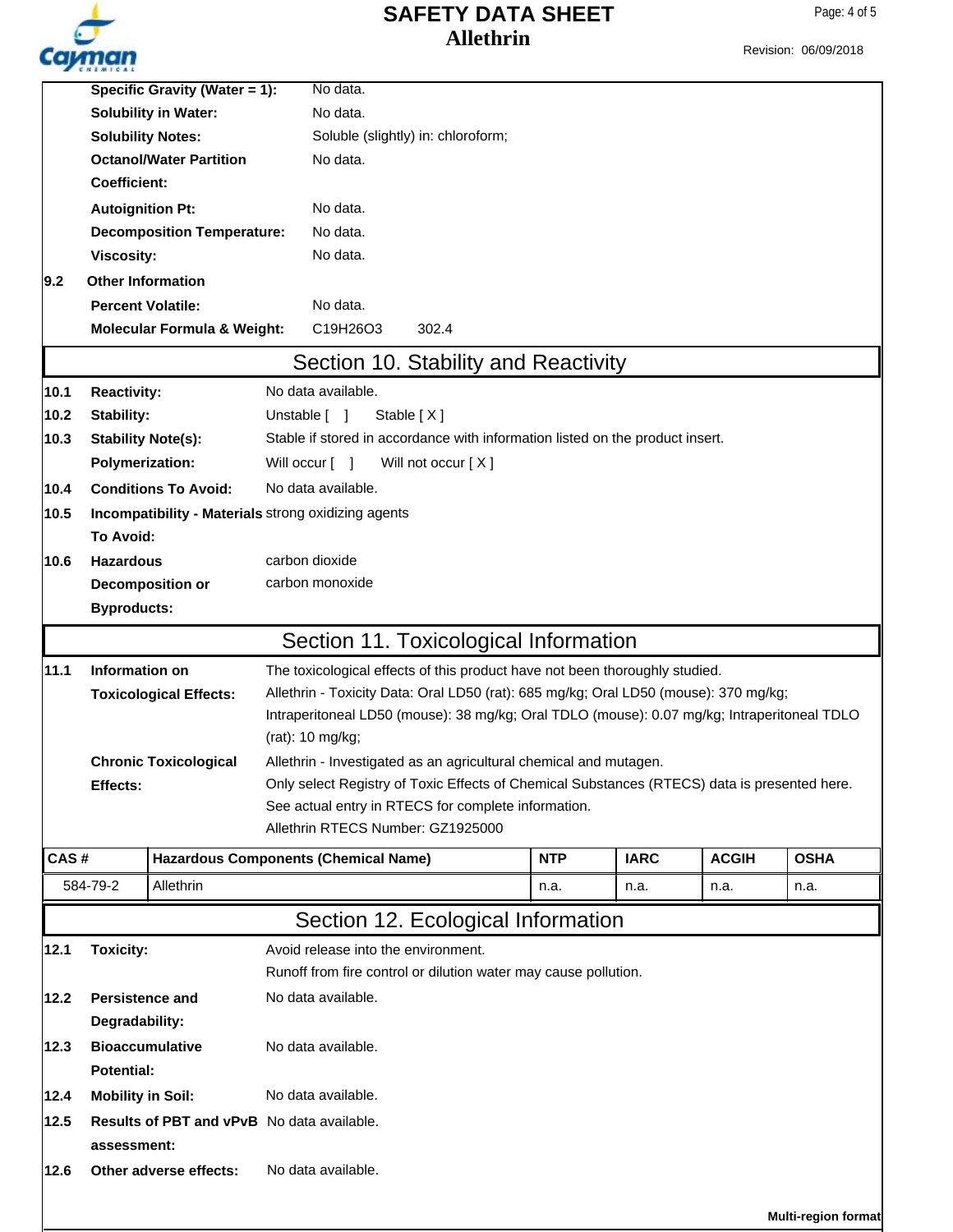| | |
|---|---|
| **Specific Gravity (Water = 1):** | No data. |
| **Solubility in Water:** | No data. |
| **Solubility Notes:** | Soluble (slightly) in: chloroform; |
| **Octanol/Water Partition Coefficient:** | No data. |
| **Autoignition Pt:** | No data. |
| **Decomposition Temperature:** | No data. |
| **Viscosity:** | No data. |

**9.2 Other Information**

| | |
|---|---|
| **Percent Volatile:** | No data. |
| **Molecular Formula & Weight:** | C19H26O3     302.4 |

## Section 10. Stability and Reactivity

| | | |
|---|---|---|
| **10.1** | **Reactivity:** | No data available. |
| **10.2** | **Stability:** | Unstable [ ]     Stable [ X ] |
| **10.3** | **Stability Note(s):** | Stable if stored in accordance with information listed on the product insert. |
| | **Polymerization:** | Will occur [ ]     Will not occur [ X ] |
| **10.4** | **Conditions To Avoid:** | No data available. |
| **10.5** | **Incompatibility - Materials To Avoid:** | strong oxidizing agents |
| **10.6** | **Hazardous Decomposition or Byproducts:** | carbon dioxide<br>carbon monoxide |

## Section 11. Toxicological Information

| | | |
|---|---|---|
| **11.1** | **Information on Toxicological Effects:** | The toxicological effects of this product have not been thoroughly studied.<br>Allethrin - Toxicity Data: Oral LD50 (rat): 685 mg/kg; Oral LD50 (mouse): 370 mg/kg; Intraperitoneal LD50 (mouse): 38 mg/kg; Oral TDLO (mouse): 0.07 mg/kg; Intraperitoneal TDLO (rat): 10 mg/kg; |
| | **Chronic Toxicological Effects:** | Allethrin - Investigated as an agricultural chemical and mutagen.<br>Only select Registry of Toxic Effects of Chemical Substances (RTECS) data is presented here. See actual entry in RTECS for complete information.<br>Allethrin RTECS Number: GZ1925000 |

| CAS # | Hazardous Components (Chemical Name) | NTP | IARC | ACGIH | OSHA |
|---|---|---|---|---|---|
| 584-79-2 | Allethrin | n.a. | n.a. | n.a. | n.a. |

## Section 12. Ecological Information

| | | |
|---|---|---|
| **12.1** | **Toxicity:** | Avoid release into the environment.<br>Runoff from fire control or dilution water may cause pollution. |
| **12.2** | **Persistence and Degradability:** | No data available. |
| **12.3** | **Bioaccumulative Potential:** | No data available. |
| **12.4** | **Mobility in Soil:** | No data available. |
| **12.5** | **Results of PBT and vPvB assessment:** | No data available. |
| **12.6** | **Other adverse effects:** | No data available. |

**Multi-region format**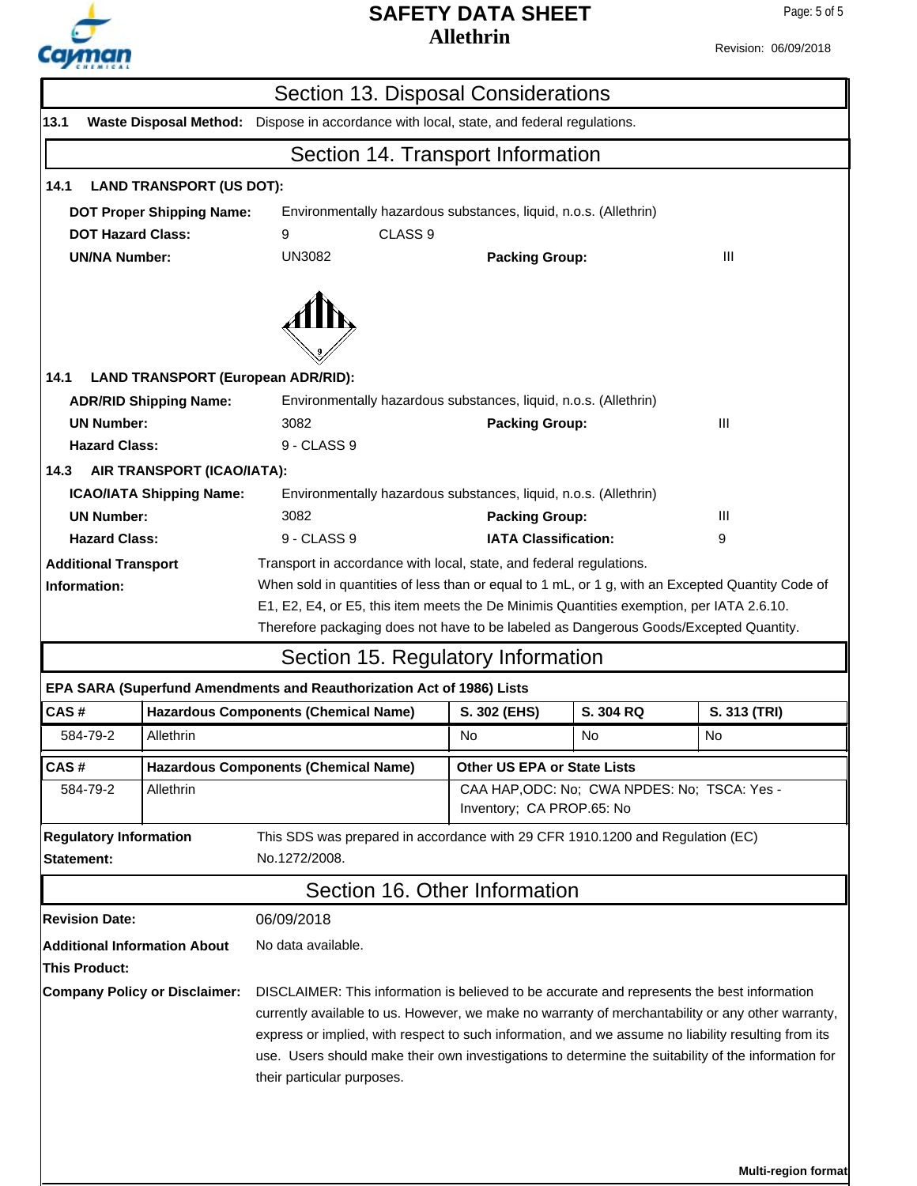## Section 13. Disposal Considerations

**13.1 Waste Disposal Method:** Dispose in accordance with local, state, and federal regulations.

## Section 14. Transport Information

**14.1 LAND TRANSPORT (US DOT):**

**DOT Proper Shipping Name:** Environmentally hazardous substances, liquid, n.o.s. (Allethrin)

**DOT Hazard Class:** 9 CLASS 9

**UN/NA Number:** UN3082 **Packing Group:** III

**14.1 LAND TRANSPORT (European ADR/RID):**

**ADR/RID Shipping Name:** Environmentally hazardous substances, liquid, n.o.s. (Allethrin)

**UN Number:** 3082 **Packing Group:** III

**Hazard Class:** 9 - CLASS 9

**14.3 AIR TRANSPORT (ICAO/IATA):**

**ICAO/IATA Shipping Name:** Environmentally hazardous substances, liquid, n.o.s. (Allethrin)

**UN Number:** 3082 **Packing Group:** III

**Hazard Class:** 9 - CLASS 9 **IATA Classification:** 9

**Additional Transport Information:** Transport in accordance with local, state, and federal regulations.
When sold in quantities of less than or equal to 1 mL, or 1 g, with an Excepted Quantity Code of E1, E2, E4, or E5, this item meets the De Minimis Quantities exemption, per IATA 2.6.10. Therefore packaging does not have to be labeled as Dangerous Goods/Excepted Quantity.

## Section 15. Regulatory Information

**EPA SARA (Superfund Amendments and Reauthorization Act of 1986) Lists**

| CAS # | Hazardous Components (Chemical Name) | S. 302 (EHS) | S. 304 RQ | S. 313 (TRI) |
|---|---|---|---|---|
| 584-79-2 | Allethrin | No | No | No |

| CAS # | Hazardous Components (Chemical Name) | Other US EPA or State Lists |
|---|---|---|
| 584-79-2 | Allethrin | CAA HAP,ODC: No; CWA NPDES: No; TSCA: Yes - Inventory; CA PROP.65: No |

**Regulatory Information Statement:** This SDS was prepared in accordance with 29 CFR 1910.1200 and Regulation (EC) No.1272/2008.

## Section 16. Other Information

**Revision Date:** 06/09/2018

**Additional Information About This Product:** No data available.

**Company Policy or Disclaimer:** DISCLAIMER: This information is believed to be accurate and represents the best information currently available to us. However, we make no warranty of merchantability or any other warranty, express or implied, with respect to such information, and we assume no liability resulting from its use. Users should make their own investigations to determine the suitability of the information for their particular purposes.